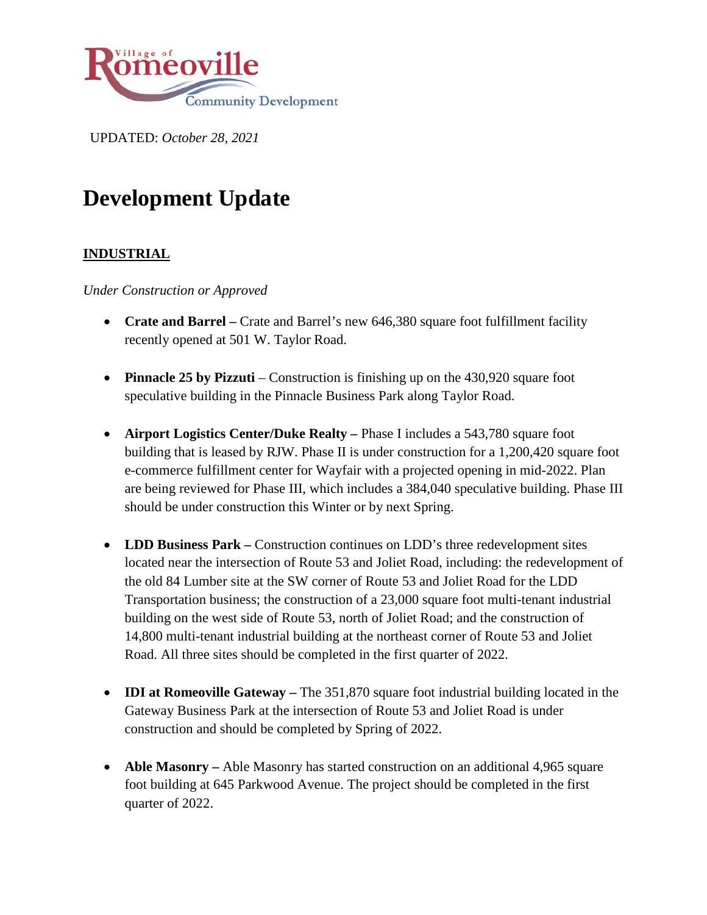Village of Romeoville
Community Development

UPDATED: *October 28, 2021*

# Development Update

## INDUSTRIAL

*Under Construction or Approved*

- **Crate and Barrel –** Crate and Barrel's new 646,380 square foot fulfillment facility recently opened at 501 W. Taylor Road.

- **Pinnacle 25 by Pizzuti** – Construction is finishing up on the 430,920 square foot speculative building in the Pinnacle Business Park along Taylor Road.

- **Airport Logistics Center/Duke Realty –** Phase I includes a 543,780 square foot building that is leased by RJW. Phase II is under construction for a 1,200,420 square foot e-commerce fulfillment center for Wayfair with a projected opening in mid-2022. Plan are being reviewed for Phase III, which includes a 384,040 speculative building. Phase III should be under construction this Winter or by next Spring.

- **LDD Business Park –** Construction continues on LDD's three redevelopment sites located near the intersection of Route 53 and Joliet Road, including: the redevelopment of the old 84 Lumber site at the SW corner of Route 53 and Joliet Road for the LDD Transportation business; the construction of a 23,000 square foot multi-tenant industrial building on the west side of Route 53, north of Joliet Road; and the construction of 14,800 multi-tenant industrial building at the northeast corner of Route 53 and Joliet Road. All three sites should be completed in the first quarter of 2022.

- **IDI at Romeoville Gateway –** The 351,870 square foot industrial building located in the Gateway Business Park at the intersection of Route 53 and Joliet Road is under construction and should be completed by Spring of 2022.

- **Able Masonry –** Able Masonry has started construction on an additional 4,965 square foot building at 645 Parkwood Avenue. The project should be completed in the first quarter of 2022.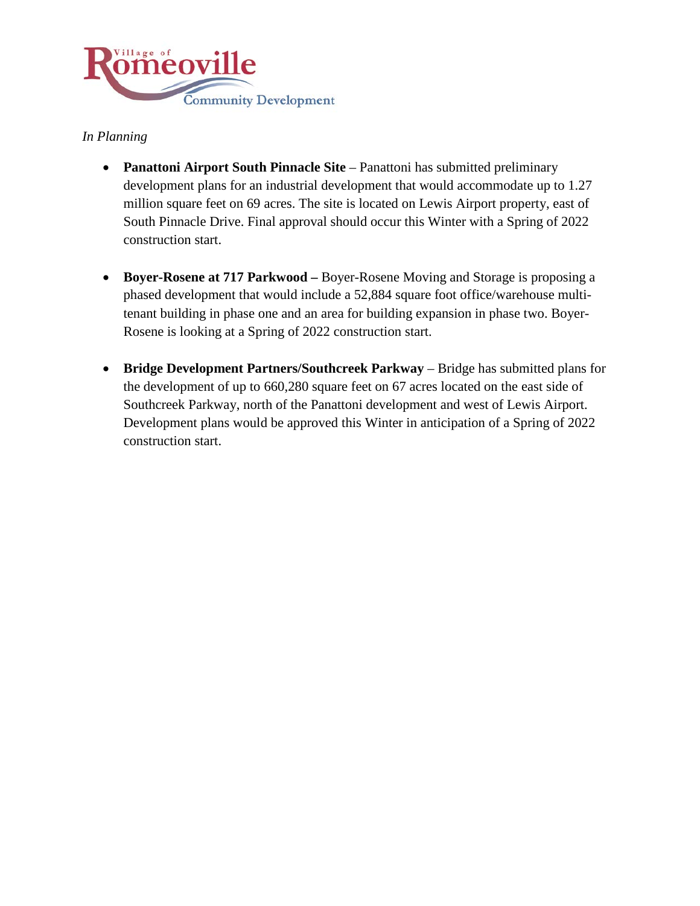*In Planning*

- **Panattoni Airport South Pinnacle Site** – Panattoni has submitted preliminary development plans for an industrial development that would accommodate up to 1.27 million square feet on 69 acres. The site is located on Lewis Airport property, east of South Pinnacle Drive. Final approval should occur this Winter with a Spring of 2022 construction start.

- **Boyer-Rosene at 717 Parkwood –** Boyer-Rosene Moving and Storage is proposing a phased development that would include a 52,884 square foot office/warehouse multi-tenant building in phase one and an area for building expansion in phase two. Boyer-Rosene is looking at a Spring of 2022 construction start.

- **Bridge Development Partners/Southcreek Parkway** – Bridge has submitted plans for the development of up to 660,280 square feet on 67 acres located on the east side of Southcreek Parkway, north of the Panattoni development and west of Lewis Airport. Development plans would be approved this Winter in anticipation of a Spring of 2022 construction start.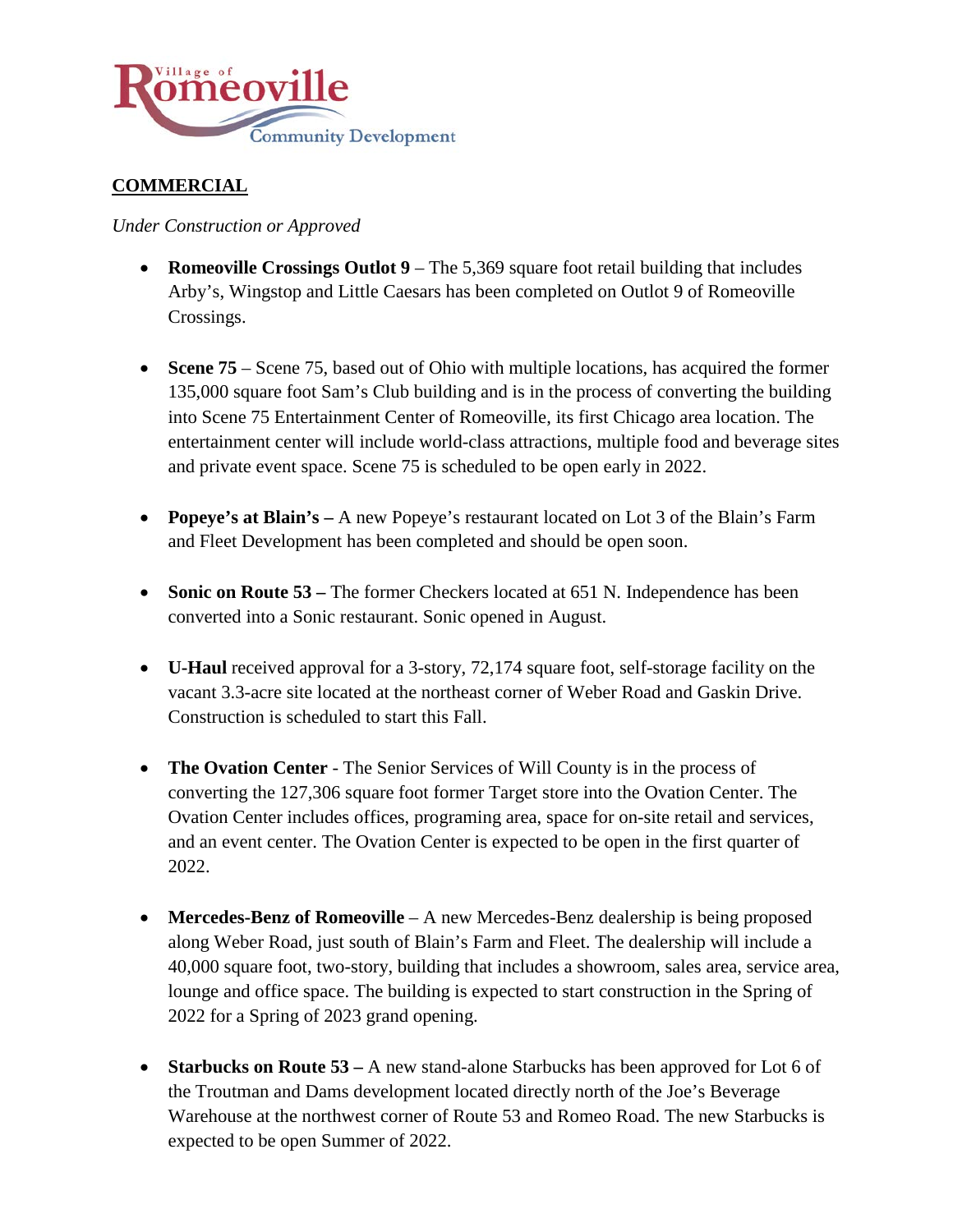## COMMERCIAL

*Under Construction or Approved*

- **Romeoville Crossings Outlot 9** – The 5,369 square foot retail building that includes Arby's, Wingstop and Little Caesars has been completed on Outlot 9 of Romeoville Crossings.

- **Scene 75** – Scene 75, based out of Ohio with multiple locations, has acquired the former 135,000 square foot Sam's Club building and is in the process of converting the building into Scene 75 Entertainment Center of Romeoville, its first Chicago area location. The entertainment center will include world-class attractions, multiple food and beverage sites and private event space. Scene 75 is scheduled to be open early in 2022.

- **Popeye's at Blain's –** A new Popeye's restaurant located on Lot 3 of the Blain's Farm and Fleet Development has been completed and should be open soon.

- **Sonic on Route 53 –** The former Checkers located at 651 N. Independence has been converted into a Sonic restaurant. Sonic opened in August.

- **U-Haul** received approval for a 3-story, 72,174 square foot, self-storage facility on the vacant 3.3-acre site located at the northeast corner of Weber Road and Gaskin Drive. Construction is scheduled to start this Fall.

- **The Ovation Center** - The Senior Services of Will County is in the process of converting the 127,306 square foot former Target store into the Ovation Center. The Ovation Center includes offices, programing area, space for on-site retail and services, and an event center. The Ovation Center is expected to be open in the first quarter of 2022.

- **Mercedes-Benz of Romeoville** – A new Mercedes-Benz dealership is being proposed along Weber Road, just south of Blain's Farm and Fleet. The dealership will include a 40,000 square foot, two-story, building that includes a showroom, sales area, service area, lounge and office space. The building is expected to start construction in the Spring of 2022 for a Spring of 2023 grand opening.

- **Starbucks on Route 53 –** A new stand-alone Starbucks has been approved for Lot 6 of the Troutman and Dams development located directly north of the Joe's Beverage Warehouse at the northwest corner of Route 53 and Romeo Road. The new Starbucks is expected to be open Summer of 2022.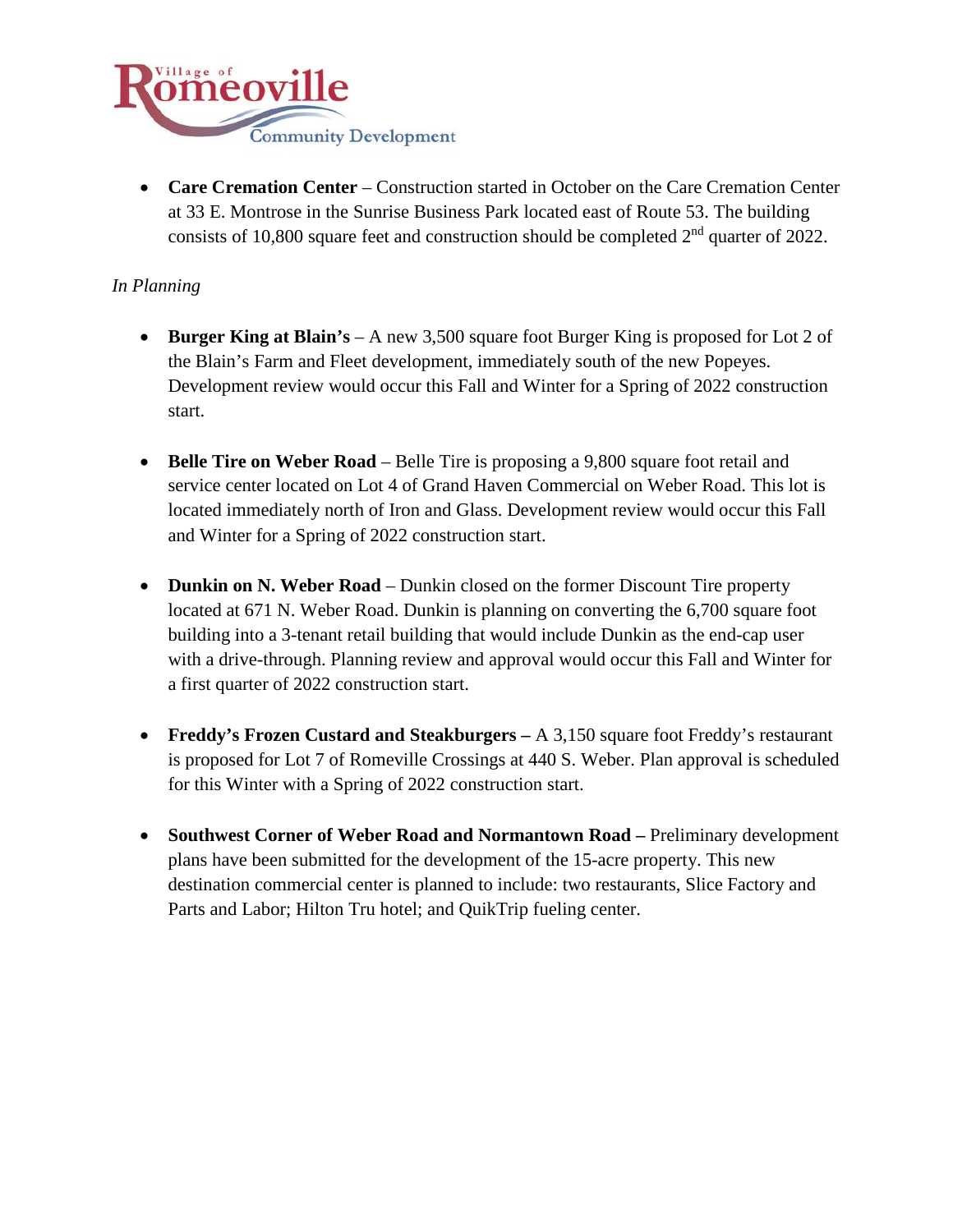- **Care Cremation Center** – Construction started in October on the Care Cremation Center at 33 E. Montrose in the Sunrise Business Park located east of Route 53. The building consists of 10,800 square feet and construction should be completed 2nd quarter of 2022.

*In Planning*

- **Burger King at Blain's** – A new 3,500 square foot Burger King is proposed for Lot 2 of the Blain's Farm and Fleet development, immediately south of the new Popeyes. Development review would occur this Fall and Winter for a Spring of 2022 construction start.

- **Belle Tire on Weber Road** – Belle Tire is proposing a 9,800 square foot retail and service center located on Lot 4 of Grand Haven Commercial on Weber Road. This lot is located immediately north of Iron and Glass. Development review would occur this Fall and Winter for a Spring of 2022 construction start.

- **Dunkin on N. Weber Road** – Dunkin closed on the former Discount Tire property located at 671 N. Weber Road. Dunkin is planning on converting the 6,700 square foot building into a 3-tenant retail building that would include Dunkin as the end-cap user with a drive-through. Planning review and approval would occur this Fall and Winter for a first quarter of 2022 construction start.

- **Freddy's Frozen Custard and Steakburgers –** A 3,150 square foot Freddy's restaurant is proposed for Lot 7 of Romeville Crossings at 440 S. Weber. Plan approval is scheduled for this Winter with a Spring of 2022 construction start.

- **Southwest Corner of Weber Road and Normantown Road –** Preliminary development plans have been submitted for the development of the 15-acre property. This new destination commercial center is planned to include: two restaurants, Slice Factory and Parts and Labor; Hilton Tru hotel; and QuikTrip fueling center.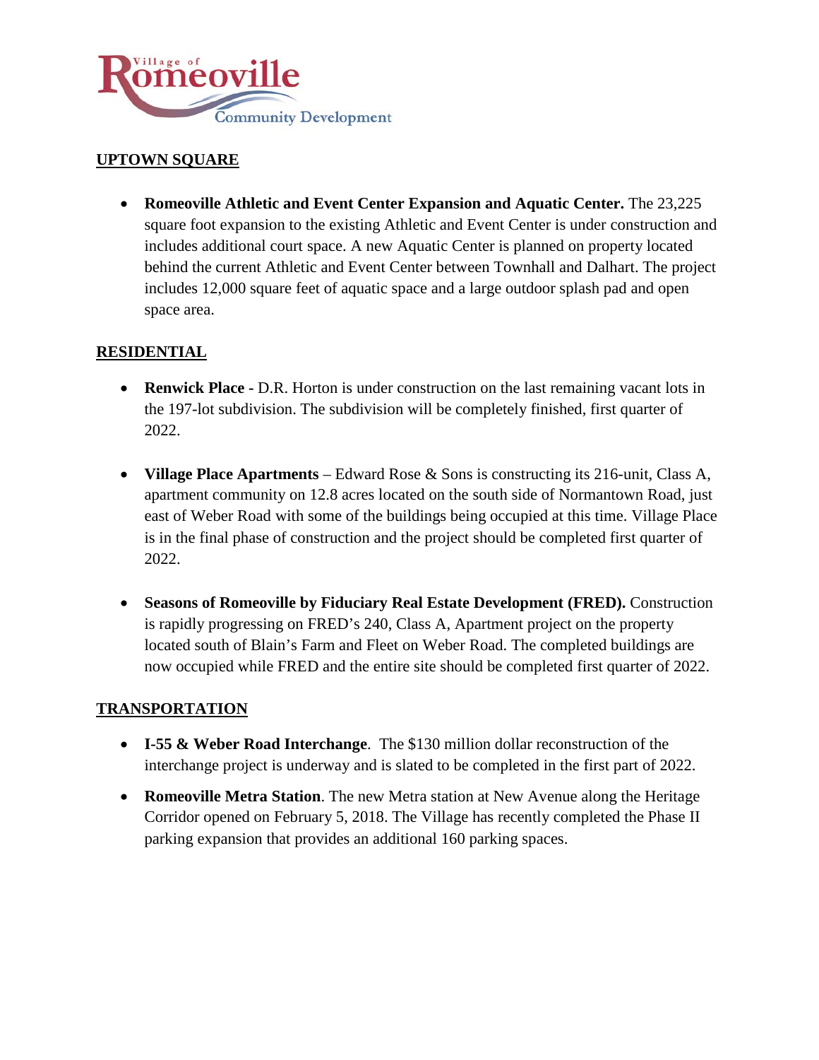## UPTOWN SQUARE

- **Romeoville Athletic and Event Center Expansion and Aquatic Center.** The 23,225 square foot expansion to the existing Athletic and Event Center is under construction and includes additional court space. A new Aquatic Center is planned on property located behind the current Athletic and Event Center between Townhall and Dalhart. The project includes 12,000 square feet of aquatic space and a large outdoor splash pad and open space area.

## RESIDENTIAL

- **Renwick Place -** D.R. Horton is under construction on the last remaining vacant lots in the 197-lot subdivision. The subdivision will be completely finished, first quarter of 2022.

- **Village Place Apartments** – Edward Rose & Sons is constructing its 216-unit, Class A, apartment community on 12.8 acres located on the south side of Normantown Road, just east of Weber Road with some of the buildings being occupied at this time. Village Place is in the final phase of construction and the project should be completed first quarter of 2022.

- **Seasons of Romeoville by Fiduciary Real Estate Development (FRED).** Construction is rapidly progressing on FRED's 240, Class A, Apartment project on the property located south of Blain's Farm and Fleet on Weber Road. The completed buildings are now occupied while FRED and the entire site should be completed first quarter of 2022.

## TRANSPORTATION

- **I-55 & Weber Road Interchange**. The $130 million dollar reconstruction of the interchange project is underway and is slated to be completed in the first part of 2022.
- **Romeoville Metra Station**. The new Metra station at New Avenue along the Heritage Corridor opened on February 5, 2018. The Village has recently completed the Phase II parking expansion that provides an additional 160 parking spaces.